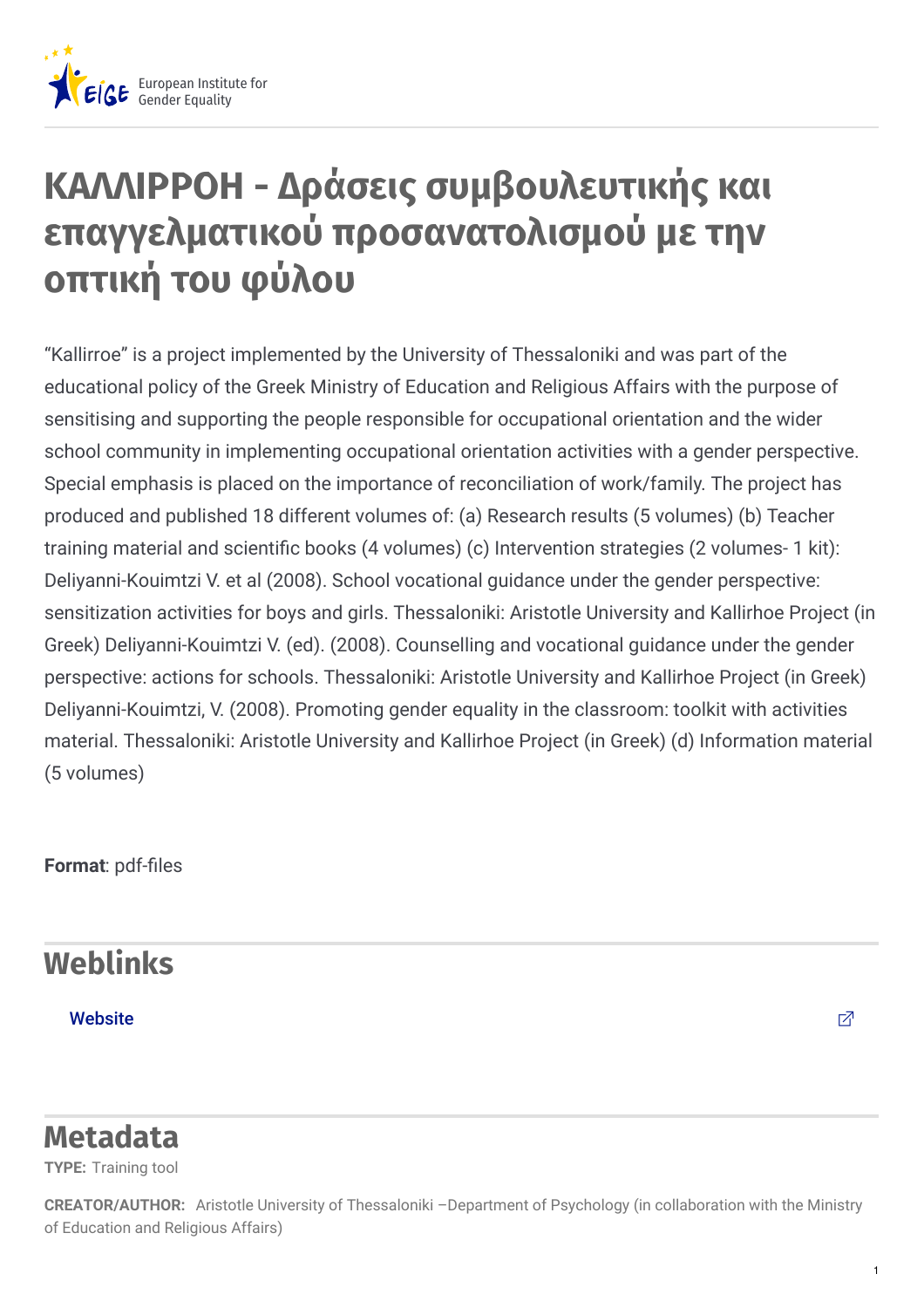# ΚΑΛΛΙΡΡΟΗ - Δράσεις συμβουλευτικής και επαγγελματικού προσανατολισμού με την οπτική του φύλου

"Kallirroe" is a project implemented by the University of Thessaloniki and was part of the educational policy of the Greek Ministry of Education and Religious Affairs with the purpose of sensitising and supporting the people responsible for occupational orientation and the wider school community in implementing occupational orientation activities with a gender perspective. Special emphasis is placed on the importance of reconciliation of work/family. The project has produced and published 18 different volumes of: (a) Research results (5 volumes) (b) Teacher training material and scientific books (4 volumes) (c) Intervention strategies (2 volumes- 1 kit): Deliyanni-Kouimtzi V. et al (2008). School vocational guidance under the gender perspective: sensitization activities for boys and girls. Thessaloniki: Aristotle University and Kallirhoe Project (in Greek) Deliyanni-Kouimtzi V. (ed). (2008). Counselling and vocational guidance under the gender perspective: actions for schools. Thessaloniki: Aristotle University and Kallirhoe Project (in Greek) Deliyanni-Kouimtzi, V. (2008). Promoting gender equality in the classroom: toolkit with activities material. Thessaloniki: Aristotle University and Kallirhoe Project (in Greek) (d) Information material (5 volumes)

**Format**: pdf-files

## Weblinks

Website

## Metadata

**TYPE:** Training tool

**CREATOR/AUTHOR:** Aristotle University of Thessaloniki –Department of Psychology (in collaboration with the Ministry of Education and Religious Affairs)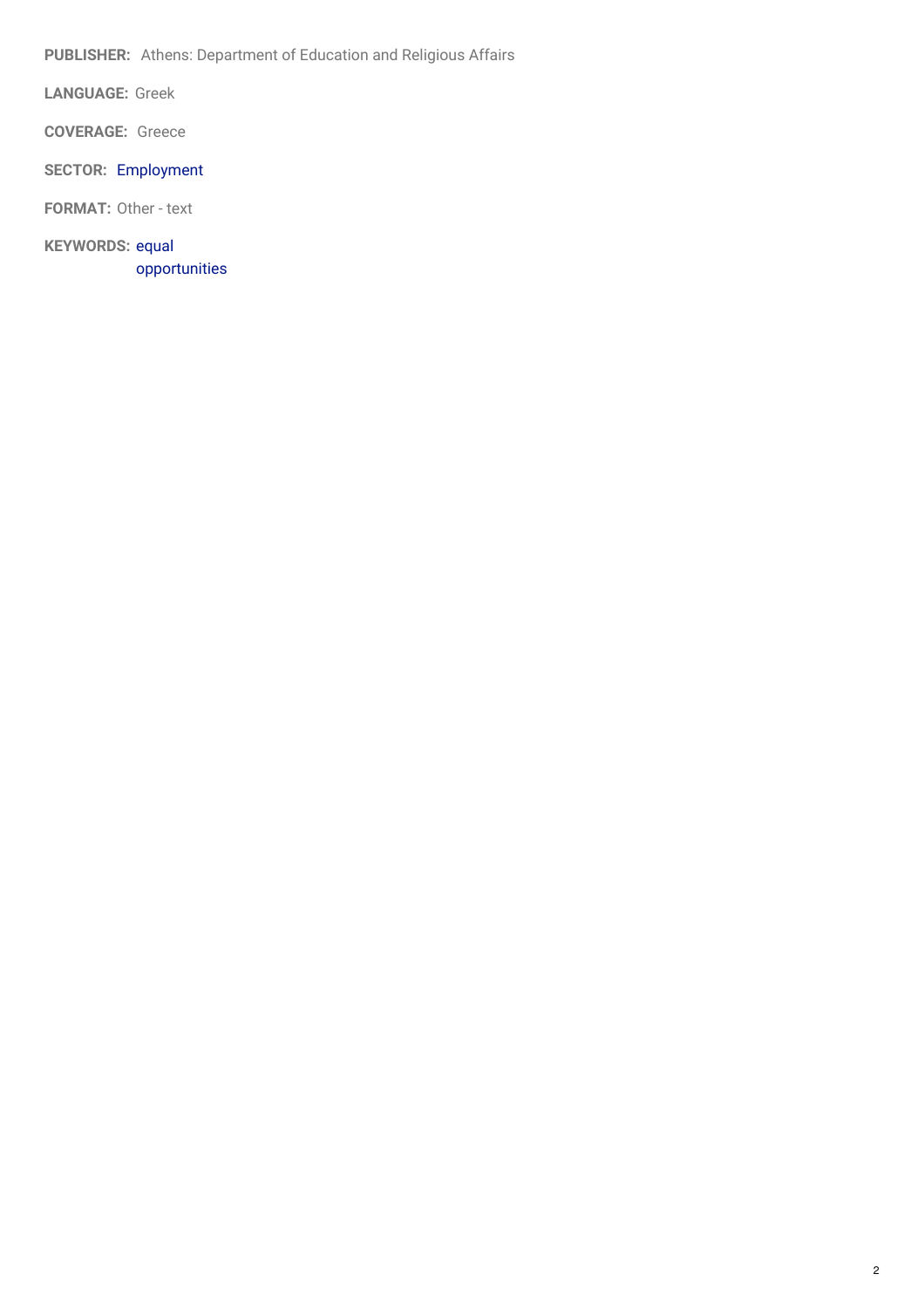**PUBLISHER:** Athens: Department of Education and Religious Affairs

**LANGUAGE:** Greek

**COVERAGE:** Greece

**SECTOR:** Employment

**FORMAT:** Other - text

**KEYWORDS:** equal opportunities